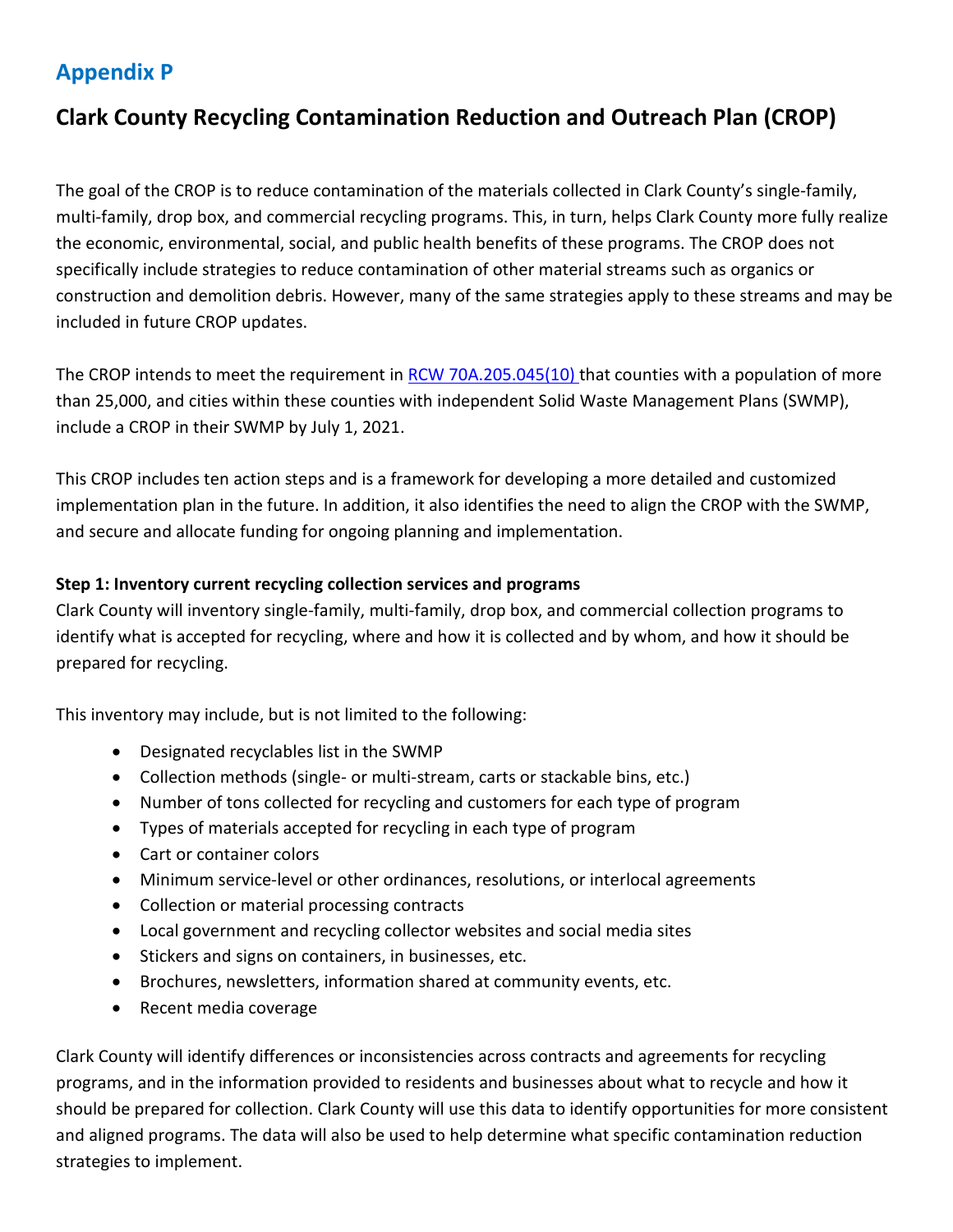# Appendix P

## Clark County Recycling Contamination Reduction and Outreach Plan (CROP)

The goal of the CROP is to reduce contamination of the materials collected in Clark County's single-family, multi-family, drop box, and commercial recycling programs. This, in turn, helps Clark County more fully realize the economic, environmental, social, and public health benefits of these programs. The CROP does not specifically include strategies to reduce contamination of other material streams such as organics or construction and demolition debris. However, many of the same strategies apply to these streams and may be included in future CROP updates.

The CROP intends to meet the requirement in [RCW 70A.205.045(10)](RCW 70A.205.045(10)) that counties with a population of more than 25,000, and cities within these counties with independent Solid Waste Management Plans (SWMP), include a CROP in their SWMP by July 1, 2021.

This CROP includes ten action steps and is a framework for developing a more detailed and customized implementation plan in the future. In addition, it also identifies the need to align the CROP with the SWMP, and secure and allocate funding for ongoing planning and implementation.

**Step 1: Inventory current recycling collection services and programs**

Clark County will inventory single-family, multi-family, drop box, and commercial collection programs to identify what is accepted for recycling, where and how it is collected and by whom, and how it should be prepared for recycling.

This inventory may include, but is not limited to the following:

- Designated recyclables list in the SWMP
- Collection methods (single- or multi-stream, carts or stackable bins, etc.)
- Number of tons collected for recycling and customers for each type of program
- Types of materials accepted for recycling in each type of program
- Cart or container colors
- Minimum service-level or other ordinances, resolutions, or interlocal agreements
- Collection or material processing contracts
- Local government and recycling collector websites and social media sites
- Stickers and signs on containers, in businesses, etc.
- Brochures, newsletters, information shared at community events, etc.
- Recent media coverage

Clark County will identify differences or inconsistencies across contracts and agreements for recycling programs, and in the information provided to residents and businesses about what to recycle and how it should be prepared for collection. Clark County will use this data to identify opportunities for more consistent and aligned programs. The data will also be used to help determine what specific contamination reduction strategies to implement.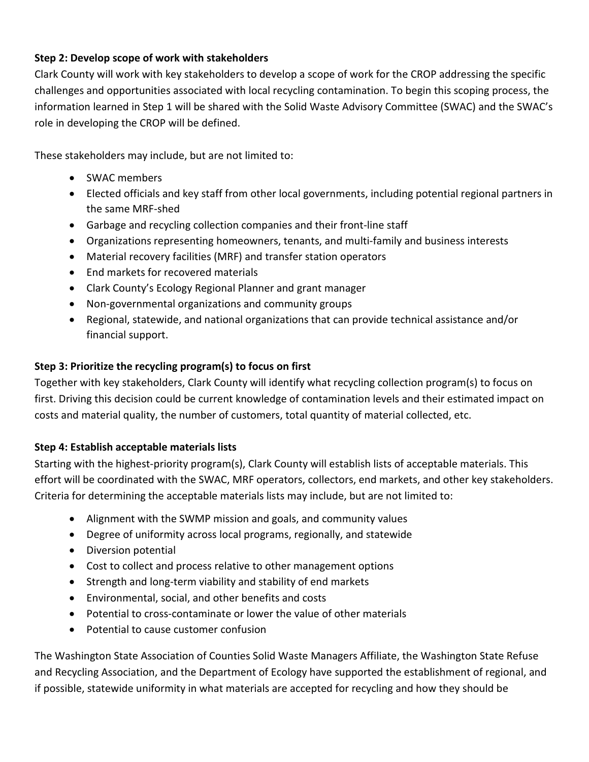**Step 2: Develop scope of work with stakeholders**

Clark County will work with key stakeholders to develop a scope of work for the CROP addressing the specific challenges and opportunities associated with local recycling contamination. To begin this scoping process, the information learned in Step 1 will be shared with the Solid Waste Advisory Committee (SWAC) and the SWAC's role in developing the CROP will be defined.

These stakeholders may include, but are not limited to:

- SWAC members
- Elected officials and key staff from other local governments, including potential regional partners in the same MRF-shed
- Garbage and recycling collection companies and their front-line staff
- Organizations representing homeowners, tenants, and multi-family and business interests
- Material recovery facilities (MRF) and transfer station operators
- End markets for recovered materials
- Clark County's Ecology Regional Planner and grant manager
- Non-governmental organizations and community groups
- Regional, statewide, and national organizations that can provide technical assistance and/or financial support.

**Step 3: Prioritize the recycling program(s) to focus on first**

Together with key stakeholders, Clark County will identify what recycling collection program(s) to focus on first. Driving this decision could be current knowledge of contamination levels and their estimated impact on costs and material quality, the number of customers, total quantity of material collected, etc.

**Step 4: Establish acceptable materials lists**

Starting with the highest-priority program(s), Clark County will establish lists of acceptable materials. This effort will be coordinated with the SWAC, MRF operators, collectors, end markets, and other key stakeholders. Criteria for determining the acceptable materials lists may include, but are not limited to:

- Alignment with the SWMP mission and goals, and community values
- Degree of uniformity across local programs, regionally, and statewide
- Diversion potential
- Cost to collect and process relative to other management options
- Strength and long-term viability and stability of end markets
- Environmental, social, and other benefits and costs
- Potential to cross-contaminate or lower the value of other materials
- Potential to cause customer confusion

The Washington State Association of Counties Solid Waste Managers Affiliate, the Washington State Refuse and Recycling Association, and the Department of Ecology have supported the establishment of regional, and if possible, statewide uniformity in what materials are accepted for recycling and how they should be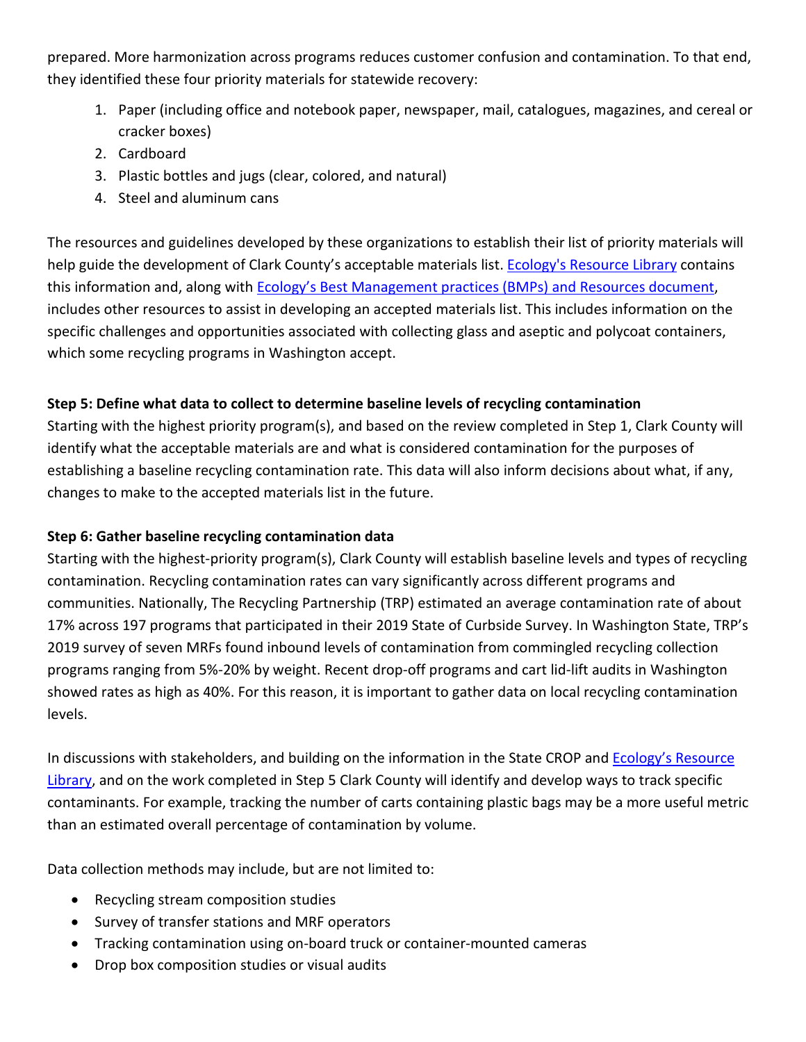prepared. More harmonization across programs reduces customer confusion and contamination. To that end, they identified these four priority materials for statewide recovery:

1. Paper (including office and notebook paper, newspaper, mail, catalogues, magazines, and cereal or cracker boxes)
2. Cardboard
3. Plastic bottles and jugs (clear, colored, and natural)
4. Steel and aluminum cans

The resources and guidelines developed by these organizations to establish their list of priority materials will help guide the development of Clark County's acceptable materials list. Ecology's Resource Library contains this information and, along with Ecology's Best Management practices (BMPs) and Resources document, includes other resources to assist in developing an accepted materials list. This includes information on the specific challenges and opportunities associated with collecting glass and aseptic and polycoat containers, which some recycling programs in Washington accept.

**Step 5: Define what data to collect to determine baseline levels of recycling contamination**

Starting with the highest priority program(s), and based on the review completed in Step 1, Clark County will identify what the acceptable materials are and what is considered contamination for the purposes of establishing a baseline recycling contamination rate. This data will also inform decisions about what, if any, changes to make to the accepted materials list in the future.

**Step 6: Gather baseline recycling contamination data**

Starting with the highest-priority program(s), Clark County will establish baseline levels and types of recycling contamination. Recycling contamination rates can vary significantly across different programs and communities. Nationally, The Recycling Partnership (TRP) estimated an average contamination rate of about 17% across 197 programs that participated in their 2019 State of Curbside Survey. In Washington State, TRP's 2019 survey of seven MRFs found inbound levels of contamination from commingled recycling collection programs ranging from 5%-20% by weight. Recent drop-off programs and cart lid-lift audits in Washington showed rates as high as 40%. For this reason, it is important to gather data on local recycling contamination levels.

In discussions with stakeholders, and building on the information in the State CROP and Ecology's Resource Library, and on the work completed in Step 5 Clark County will identify and develop ways to track specific contaminants. For example, tracking the number of carts containing plastic bags may be a more useful metric than an estimated overall percentage of contamination by volume.

Data collection methods may include, but are not limited to:

- Recycling stream composition studies
- Survey of transfer stations and MRF operators
- Tracking contamination using on-board truck or container-mounted cameras
- Drop box composition studies or visual audits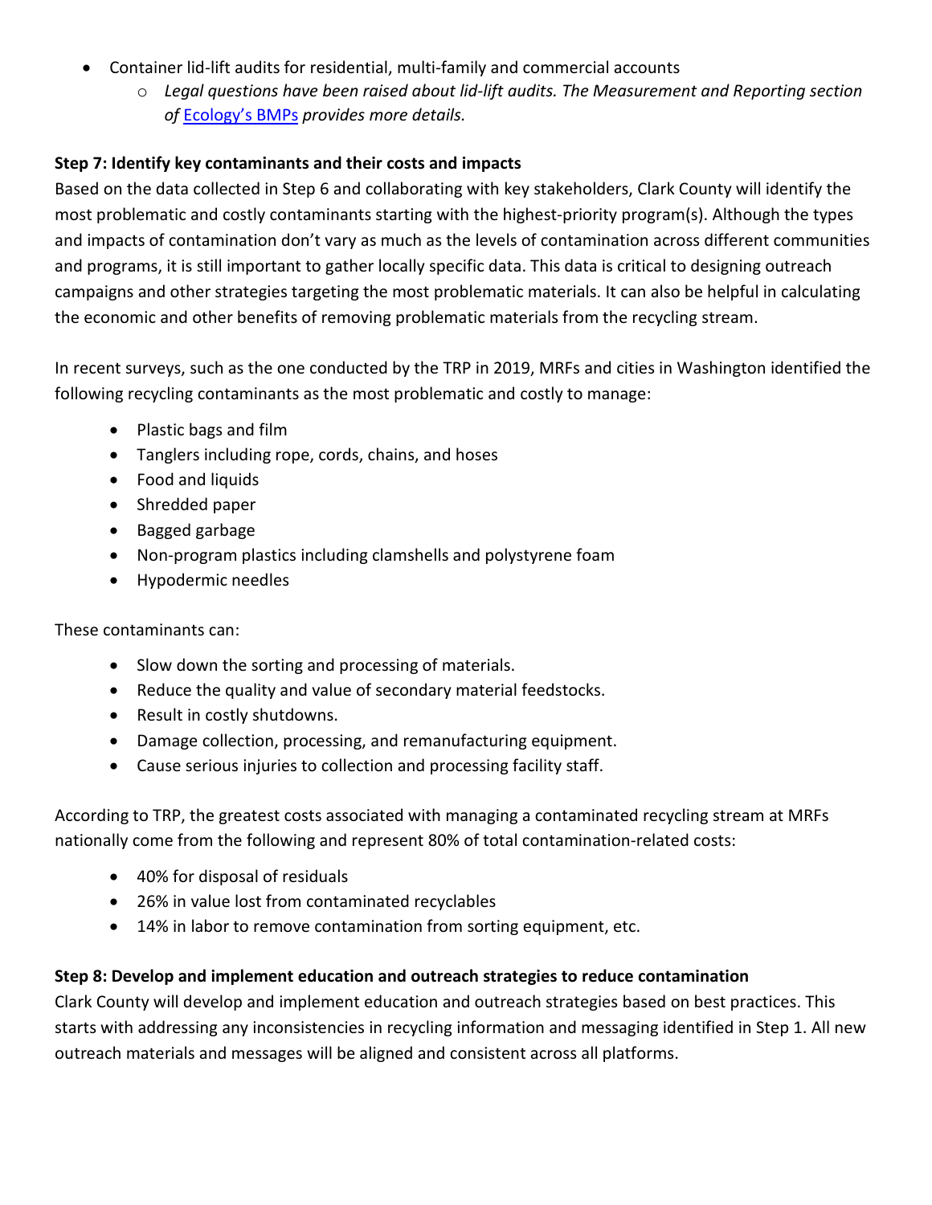- Container lid-lift audits for residential, multi-family and commercial accounts
  - *Legal questions have been raised about lid-lift audits. The Measurement and Reporting section of* [Ecology's BMPs](#) *provides more details.*

**Step 7: Identify key contaminants and their costs and impacts**

Based on the data collected in Step 6 and collaborating with key stakeholders, Clark County will identify the most problematic and costly contaminants starting with the highest-priority program(s). Although the types and impacts of contamination don't vary as much as the levels of contamination across different communities and programs, it is still important to gather locally specific data. This data is critical to designing outreach campaigns and other strategies targeting the most problematic materials. It can also be helpful in calculating the economic and other benefits of removing problematic materials from the recycling stream.

In recent surveys, such as the one conducted by the TRP in 2019, MRFs and cities in Washington identified the following recycling contaminants as the most problematic and costly to manage:

- Plastic bags and film
- Tanglers including rope, cords, chains, and hoses
- Food and liquids
- Shredded paper
- Bagged garbage
- Non-program plastics including clamshells and polystyrene foam
- Hypodermic needles

These contaminants can:

- Slow down the sorting and processing of materials.
- Reduce the quality and value of secondary material feedstocks.
- Result in costly shutdowns.
- Damage collection, processing, and remanufacturing equipment.
- Cause serious injuries to collection and processing facility staff.

According to TRP, the greatest costs associated with managing a contaminated recycling stream at MRFs nationally come from the following and represent 80% of total contamination-related costs:

- 40% for disposal of residuals
- 26% in value lost from contaminated recyclables
- 14% in labor to remove contamination from sorting equipment, etc.

**Step 8: Develop and implement education and outreach strategies to reduce contamination**

Clark County will develop and implement education and outreach strategies based on best practices. This starts with addressing any inconsistencies in recycling information and messaging identified in Step 1. All new outreach materials and messages will be aligned and consistent across all platforms.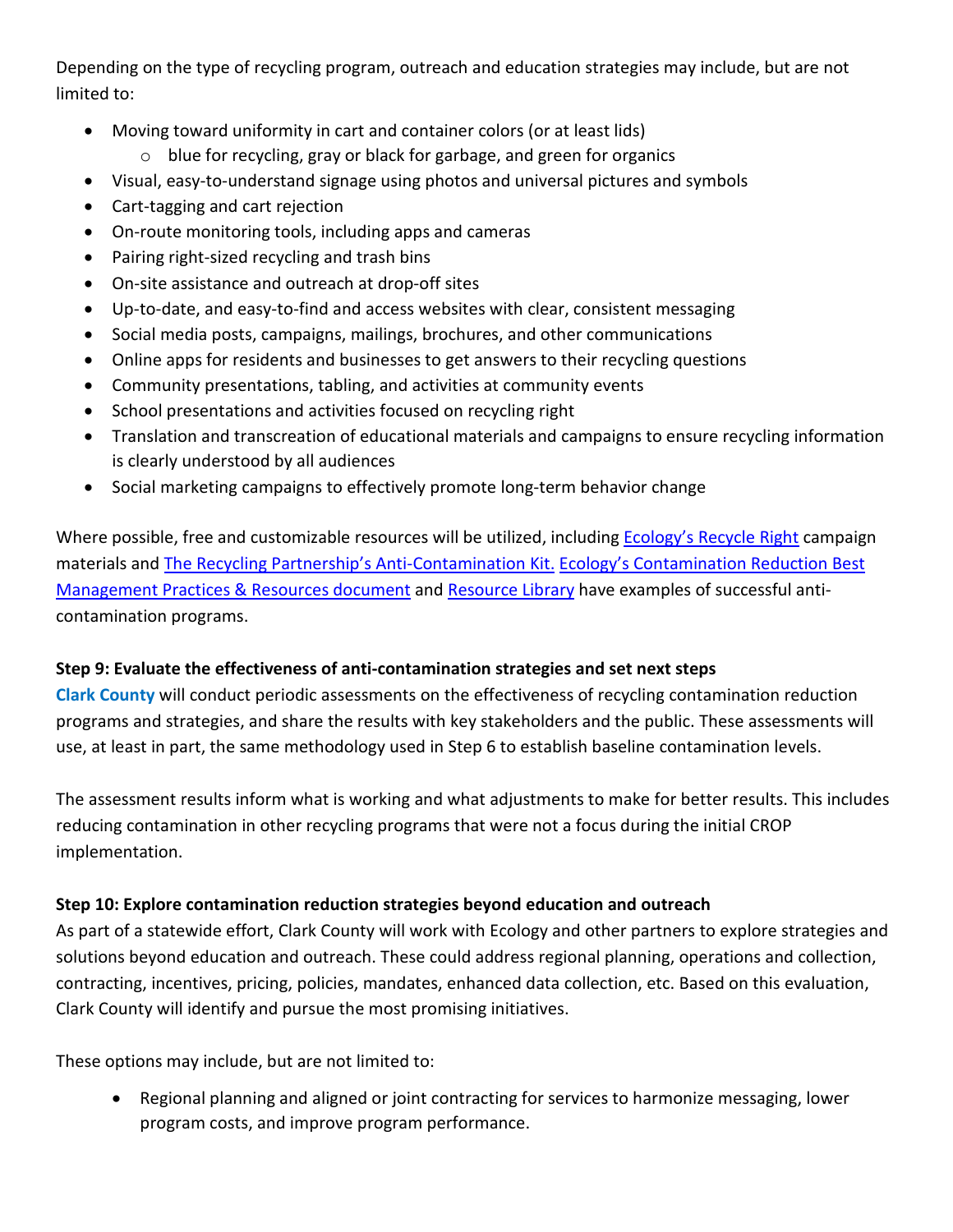Depending on the type of recycling program, outreach and education strategies may include, but are not limited to:

- Moving toward uniformity in cart and container colors (or at least lids)
  - blue for recycling, gray or black for garbage, and green for organics
- Visual, easy-to-understand signage using photos and universal pictures and symbols
- Cart-tagging and cart rejection
- On-route monitoring tools, including apps and cameras
- Pairing right-sized recycling and trash bins
- On-site assistance and outreach at drop-off sites
- Up-to-date, and easy-to-find and access websites with clear, consistent messaging
- Social media posts, campaigns, mailings, brochures, and other communications
- Online apps for residents and businesses to get answers to their recycling questions
- Community presentations, tabling, and activities at community events
- School presentations and activities focused on recycling right
- Translation and transcreation of educational materials and campaigns to ensure recycling information is clearly understood by all audiences
- Social marketing campaigns to effectively promote long-term behavior change

Where possible, free and customizable resources will be utilized, including Ecology's Recycle Right campaign materials and The Recycling Partnership's Anti-Contamination Kit. Ecology's Contamination Reduction Best Management Practices & Resources document and Resource Library have examples of successful anti-contamination programs.

**Step 9: Evaluate the effectiveness of anti-contamination strategies and set next steps**

**Clark County** will conduct periodic assessments on the effectiveness of recycling contamination reduction programs and strategies, and share the results with key stakeholders and the public. These assessments will use, at least in part, the same methodology used in Step 6 to establish baseline contamination levels.

The assessment results inform what is working and what adjustments to make for better results. This includes reducing contamination in other recycling programs that were not a focus during the initial CROP implementation.

**Step 10: Explore contamination reduction strategies beyond education and outreach**

As part of a statewide effort, Clark County will work with Ecology and other partners to explore strategies and solutions beyond education and outreach. These could address regional planning, operations and collection, contracting, incentives, pricing, policies, mandates, enhanced data collection, etc. Based on this evaluation, Clark County will identify and pursue the most promising initiatives.

These options may include, but are not limited to:

- Regional planning and aligned or joint contracting for services to harmonize messaging, lower program costs, and improve program performance.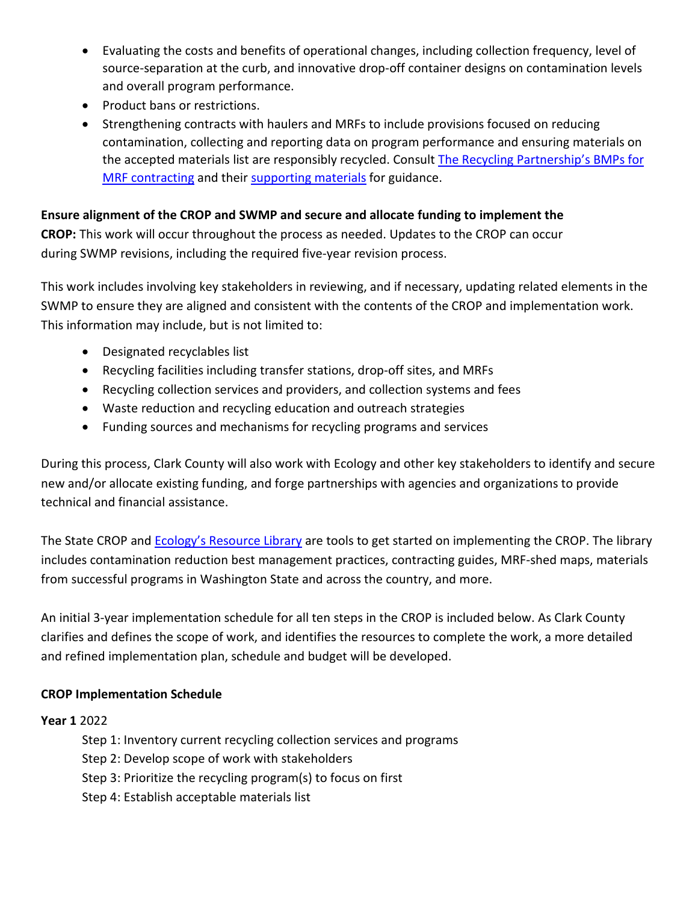- Evaluating the costs and benefits of operational changes, including collection frequency, level of source-separation at the curb, and innovative drop-off container designs on contamination levels and overall program performance.
- Product bans or restrictions.
- Strengthening contracts with haulers and MRFs to include provisions focused on reducing contamination, collecting and reporting data on program performance and ensuring materials on the accepted materials list are responsibly recycled. Consult The Recycling Partnership's BMPs for MRF contracting and their supporting materials for guidance.

**Ensure alignment of the CROP and SWMP and secure and allocate funding to implement the CROP:** This work will occur throughout the process as needed. Updates to the CROP can occur during SWMP revisions, including the required five-year revision process.

This work includes involving key stakeholders in reviewing, and if necessary, updating related elements in the SWMP to ensure they are aligned and consistent with the contents of the CROP and implementation work. This information may include, but is not limited to:

- Designated recyclables list
- Recycling facilities including transfer stations, drop-off sites, and MRFs
- Recycling collection services and providers, and collection systems and fees
- Waste reduction and recycling education and outreach strategies
- Funding sources and mechanisms for recycling programs and services

During this process, Clark County will also work with Ecology and other key stakeholders to identify and secure new and/or allocate existing funding, and forge partnerships with agencies and organizations to provide technical and financial assistance.

The State CROP and Ecology's Resource Library are tools to get started on implementing the CROP. The library includes contamination reduction best management practices, contracting guides, MRF-shed maps, materials from successful programs in Washington State and across the country, and more.

An initial 3-year implementation schedule for all ten steps in the CROP is included below. As Clark County clarifies and defines the scope of work, and identifies the resources to complete the work, a more detailed and refined implementation plan, schedule and budget will be developed.

**CROP Implementation Schedule**

**Year 1** 2022

Step 1: Inventory current recycling collection services and programs
Step 2: Develop scope of work with stakeholders
Step 3: Prioritize the recycling program(s) to focus on first
Step 4: Establish acceptable materials list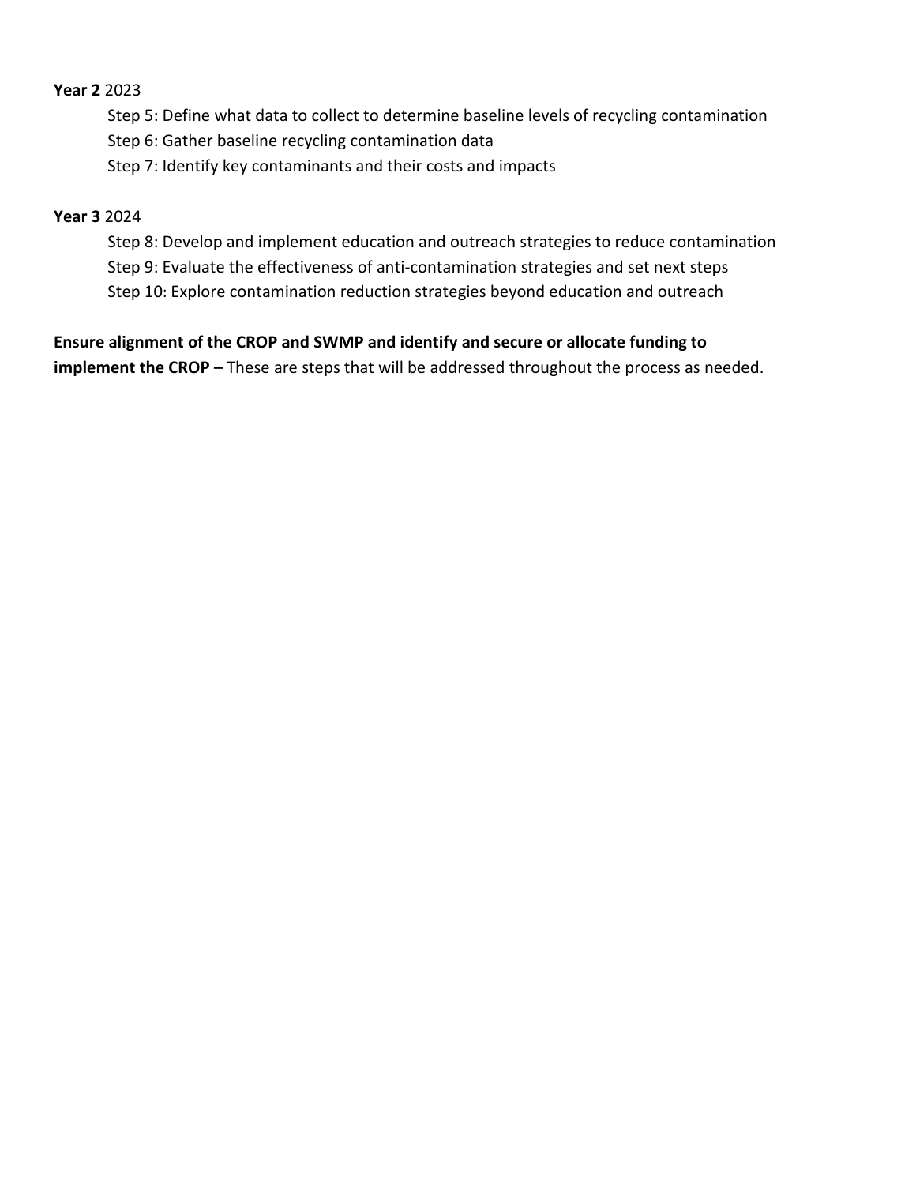**Year 2** 2023

Step 5: Define what data to collect to determine baseline levels of recycling contamination
Step 6: Gather baseline recycling contamination data
Step 7: Identify key contaminants and their costs and impacts

**Year 3** 2024

Step 8: Develop and implement education and outreach strategies to reduce contamination
Step 9: Evaluate the effectiveness of anti-contamination strategies and set next steps
Step 10: Explore contamination reduction strategies beyond education and outreach

**Ensure alignment of the CROP and SWMP and identify and secure or allocate funding to implement the CROP –** These are steps that will be addressed throughout the process as needed.